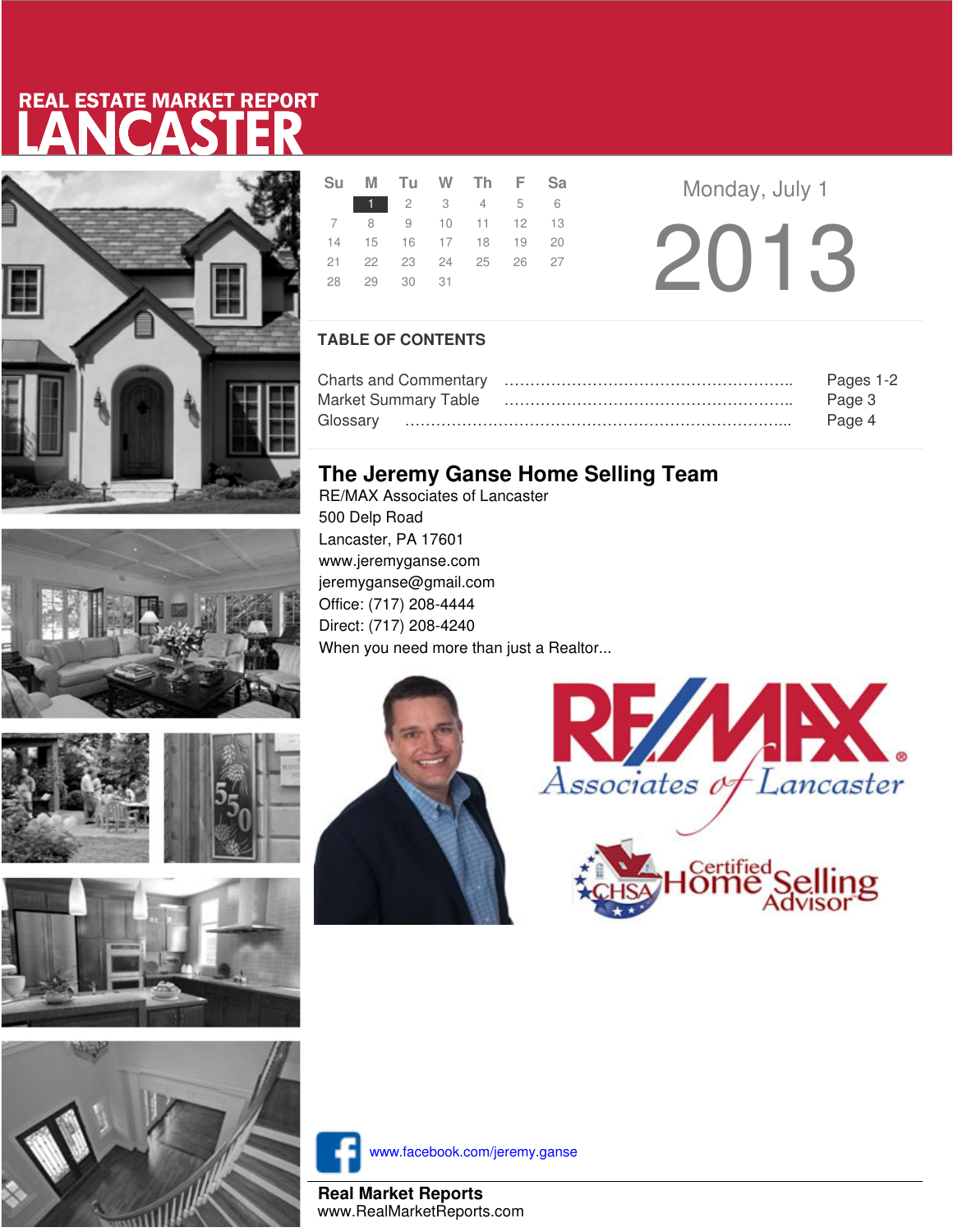# REAL ESTATE MARKET REPORT
# LANCASTER

| Su | M | Tu | W | Th | F | Sa |
|---|---|---|---|---|---|---|
| | 1 | 2 | 3 | 4 | 5 | 6 |
| 7 | 8 | 9 | 10 | 11 | 12 | 13 |
| 14 | 15 | 16 | 17 | 18 | 19 | 20 |
| 21 | 22 | 23 | 24 | 25 | 26 | 27 |
| 28 | 29 | 30 | 31 | | | |

Monday, July 1

2013

## TABLE OF CONTENTS

Charts and Commentary .......................................................... Pages 1-2
Market Summary Table .......................................................... Page 3
Glossary .......................................................................... Page 4

## The Jeremy Ganse Home Selling Team

RE/MAX Associates of Lancaster
500 Delp Road
Lancaster, PA 17601
www.jeremyganse.com
jeremyganse@gmail.com
Office: (717) 208-4444
Direct: (717) 208-4240
When you need more than just a Realtor...

RE/MAX Associates of Lancaster

CHSA Certified Home Selling Advisor

www.facebook.com/jeremy.ganse

**Real Market Reports**
www.RealMarketReports.com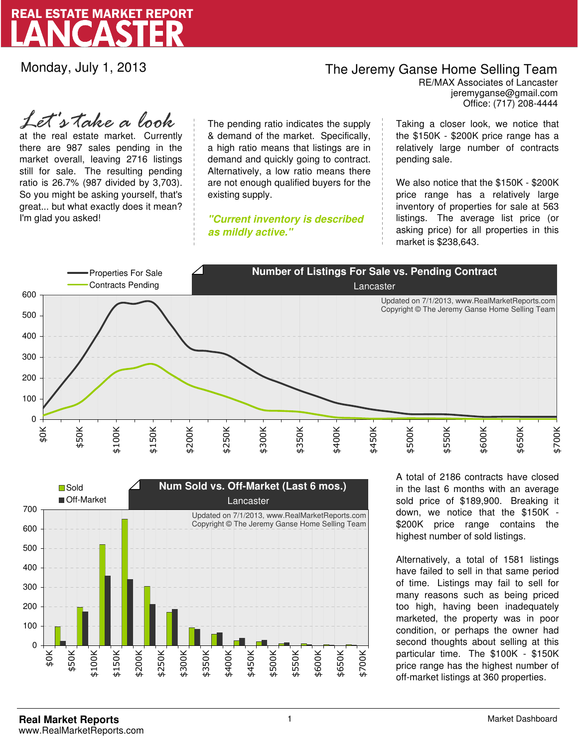# REAL ESTATE MARKET REPORT
# LANCASTER

Monday, July 1, 2013

**The Jeremy Ganse Home Selling Team**
RE/MAX Associates of Lancaster
jeremyganse@gmail.com
Office: (717) 208-4444

*Let's take a look* at the real estate market. Currently there are 987 sales pending in the market overall, leaving 2716 listings still for sale. The resulting pending ratio is 26.7% (987 divided by 3,703). So you might be asking yourself, that's great... but what exactly does it mean? I'm glad you asked!

The pending ratio indicates the supply & demand of the market. Specifically, a high ratio means that listings are in demand and quickly going to contract. Alternatively, a low ratio means there are not enough qualified buyers for the existing supply.

***"Current inventory is described as mildly active."***

Taking a closer look, we notice that the $150K - $200K price range has a relatively large number of contracts pending sale.

We also notice that the $150K - $200K price range has a relatively large inventory of properties for sale at 563 listings. The average list price (or asking price) for all properties in this market is $238,643.

**Number of Listings For Sale vs. Pending Contract**
Lancaster

Properties For Sale
Contracts Pending

Updated on 7/1/2013, www.RealMarketReports.com
Copyright © The Jeremy Ganse Home Selling Team

**Num Sold vs. Off-Market (Last 6 mos.)**
Lancaster

Sold
Off-Market

Updated on 7/1/2013, www.RealMarketReports.com
Copyright © The Jeremy Ganse Home Selling Team

A total of 2186 contracts have closed in the last 6 months with an average sold price of $189,900. Breaking it down, we notice that the $150K - $200K price range contains the highest number of sold listings.

Alternatively, a total of 1581 listings have failed to sell in that same period of time. Listings may fail to sell for many reasons such as being priced too high, having been inadequately marketed, the property was in poor condition, or perhaps the owner had second thoughts about selling at this particular time. The $100K - $150K price range has the highest number of off-market listings at 360 properties.

**Real Market Reports**
www.RealMarketReports.com

Market Dashboard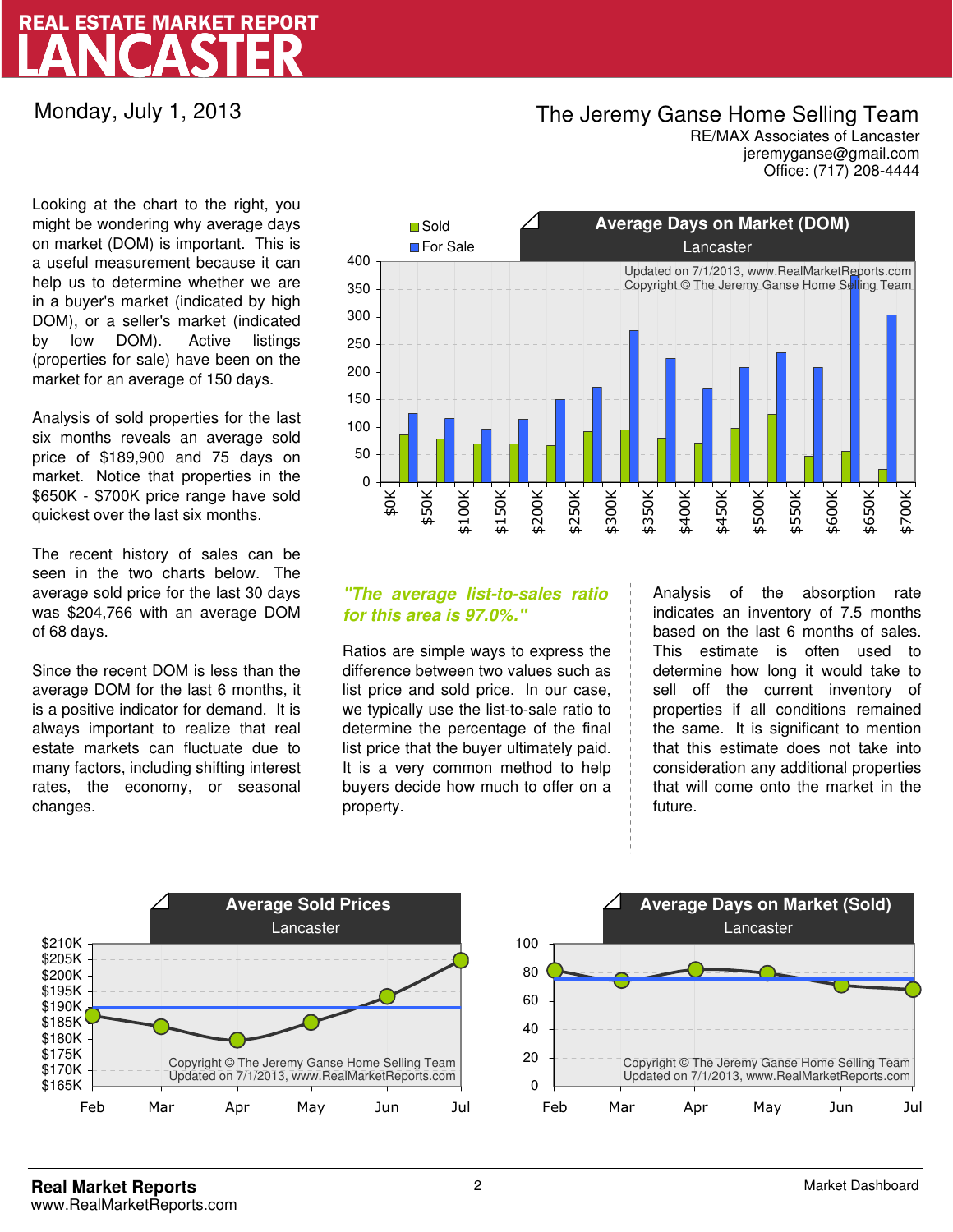# REAL ESTATE MARKET REPORT
# LANCASTER

Monday, July 1, 2013

**The Jeremy Ganse Home Selling Team**
RE/MAX Associates of Lancaster
jeremyganse@gmail.com
Office: (717) 208-4444

Looking at the chart to the right, you might be wondering why average days on market (DOM) is important. This is a useful measurement because it can help us to determine whether we are in a buyer's market (indicated by high DOM), or a seller's market (indicated by low DOM). Active listings (properties for sale) have been on the market for an average of 150 days.

Analysis of sold properties for the last six months reveals an average sold price of $189,900 and 75 days on market. Notice that properties in the $650K - $700K price range have sold quickest over the last six months.

The recent history of sales can be seen in the two charts below. The average sold price for the last 30 days was $204,766 with an average DOM of 68 days.

Since the recent DOM is less than the average DOM for the last 6 months, it is a positive indicator for demand. It is always important to realize that real estate markets can fluctuate due to many factors, including shifting interest rates, the economy, or seasonal changes.

**Average Days on Market (DOM)**
Lancaster

Updated on 7/1/2013, www.RealMarketReports.com
Copyright © The Jeremy Ganse Home Selling Team

***"The average list-to-sales ratio for this area is 97.0%."***

Ratios are simple ways to express the difference between two values such as list price and sold price. In our case, we typically use the list-to-sale ratio to determine the percentage of the final list price that the buyer ultimately paid. It is a very common method to help buyers decide how much to offer on a property.

Analysis of the absorption rate indicates an inventory of 7.5 months based on the last 6 months of sales. This estimate is often used to determine how long it would take to sell off the current inventory of properties if all conditions remained the same. It is significant to mention that this estimate does not take into consideration any additional properties that will come onto the market in the future.

**Average Sold Prices**
Lancaster

Copyright © The Jeremy Ganse Home Selling Team
Updated on 7/1/2013, www.RealMarketReports.com

**Average Days on Market (Sold)**
Lancaster

Copyright © The Jeremy Ganse Home Selling Team
Updated on 7/1/2013, www.RealMarketReports.com

**Real Market Reports**
www.RealMarketReports.com

Market Dashboard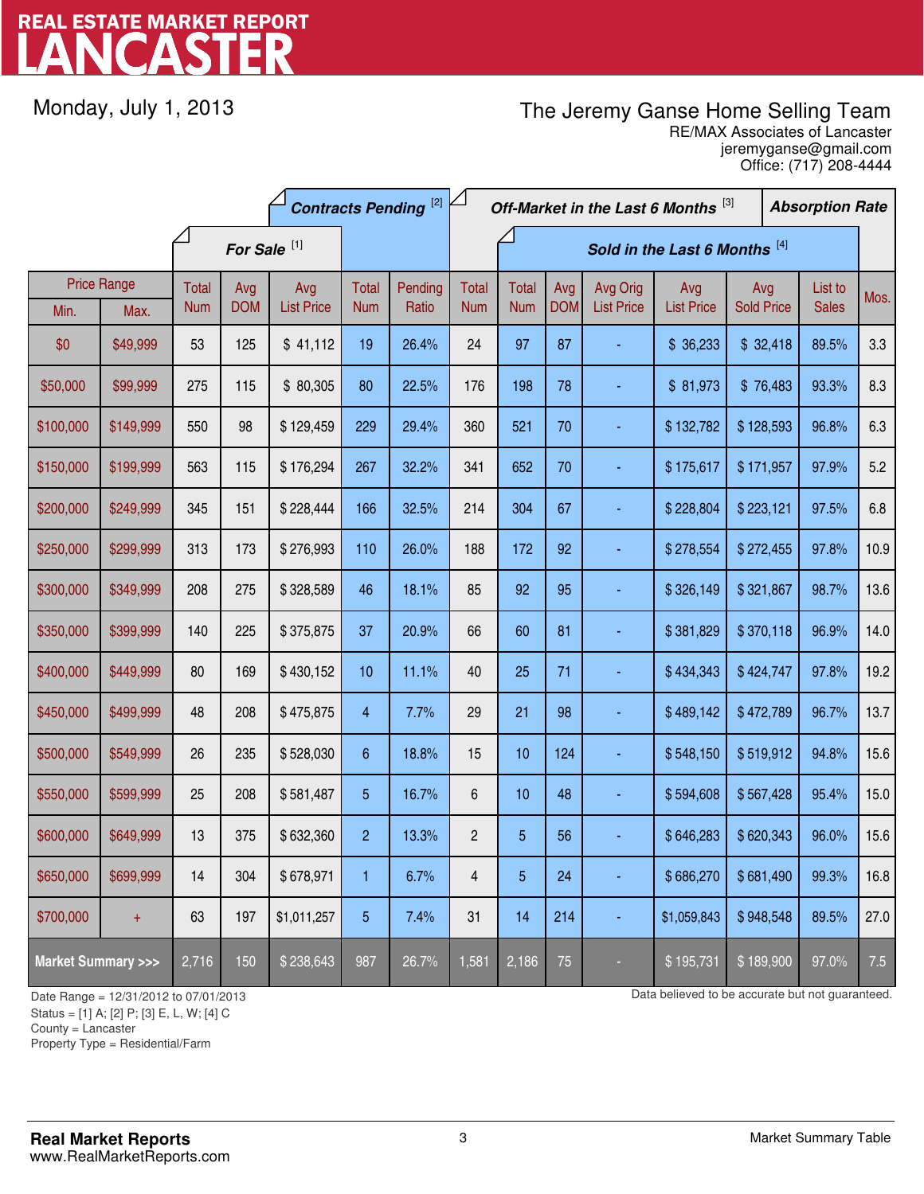# REAL ESTATE MARKET REPORT
# LANCASTER

Monday, July 1, 2013

**The Jeremy Ganse Home Selling Team**
RE/MAX Associates of Lancaster
jeremyganse@gmail.com
Office: (717) 208-4444

| Price Range | | For Sale [1] | | | Contracts Pending [2] | | Off-Market in the Last 6 Months [3] | Sold in the Last 6 Months [4] | | | | | | Absorption Rate |
|---|---|---|---|---|---|---|---|---|---|---|---|---|---|---|
| Min. | Max. | Total Num | Avg DOM | Avg List Price | Total Num | Pending Ratio | Total Num | Total Num | Avg DOM | Avg Orig List Price | Avg List Price | Avg Sold Price | List to Sales | Mos. |
| $0 | $49,999 | 53 | 125 | $ 41,112 | 19 | 26.4% | 24 | 97 | 87 | - | $ 36,233 | $ 32,418 | 89.5% | 3.3 |
| $50,000 | $99,999 | 275 | 115 | $ 80,305 | 80 | 22.5% | 176 | 198 | 78 | - | $ 81,973 | $ 76,483 | 93.3% | 8.3 |
| $100,000 | $149,999 | 550 | 98 | $ 129,459 | 229 | 29.4% | 360 | 521 | 70 | - | $ 132,782 | $ 128,593 | 96.8% | 6.3 |
| $150,000 | $199,999 | 563 | 115 | $ 176,294 | 267 | 32.2% | 341 | 652 | 70 | - | $ 175,617 | $ 171,957 | 97.9% | 5.2 |
| $200,000 | $249,999 | 345 | 151 | $ 228,444 | 166 | 32.5% | 214 | 304 | 67 | - | $ 228,804 | $ 223,121 | 97.5% | 6.8 |
| $250,000 | $299,999 | 313 | 173 | $ 276,993 | 110 | 26.0% | 188 | 172 | 92 | - | $ 278,554 | $ 272,455 | 97.8% | 10.9 |
| $300,000 | $349,999 | 208 | 275 | $ 328,589 | 46 | 18.1% | 85 | 92 | 95 | - | $ 326,149 | $ 321,867 | 98.7% | 13.6 |
| $350,000 | $399,999 | 140 | 225 | $ 375,875 | 37 | 20.9% | 66 | 60 | 81 | - | $ 381,829 | $ 370,118 | 96.9% | 14.0 |
| $400,000 | $449,999 | 80 | 169 | $ 430,152 | 10 | 11.1% | 40 | 25 | 71 | - | $ 434,343 | $ 424,747 | 97.8% | 19.2 |
| $450,000 | $499,999 | 48 | 208 | $ 475,875 | 4 | 7.7% | 29 | 21 | 98 | - | $ 489,142 | $ 472,789 | 96.7% | 13.7 |
| $500,000 | $549,999 | 26 | 235 | $ 528,030 | 6 | 18.8% | 15 | 10 | 124 | - | $ 548,150 | $ 519,912 | 94.8% | 15.6 |
| $550,000 | $599,999 | 25 | 208 | $ 581,487 | 5 | 16.7% | 6 | 10 | 48 | - | $ 594,608 | $ 567,428 | 95.4% | 15.0 |
| $600,000 | $649,999 | 13 | 375 | $ 632,360 | 2 | 13.3% | 2 | 5 | 56 | - | $ 646,283 | $ 620,343 | 96.0% | 15.6 |
| $650,000 | $699,999 | 14 | 304 | $ 678,971 | 1 | 6.7% | 4 | 5 | 24 | - | $ 686,270 | $ 681,490 | 99.3% | 16.8 |
| $700,000 | + | 63 | 197 | $1,011,257 | 5 | 7.4% | 31 | 14 | 214 | - | $1,059,843 | $ 948,548 | 89.5% | 27.0 |
| **Market Summary >>>** | | 2,716 | 150 | $ 238,643 | 987 | 26.7% | 1,581 | 2,186 | 75 | - | $ 195,731 | $ 189,900 | 97.0% | 7.5 |

Date Range = 12/31/2012 to 07/01/2013
Status = [1] A; [2] P; [3] E, L, W; [4] C
County = Lancaster
Property Type = Residential/Farm

Data believed to be accurate but not guaranteed.

**Real Market Reports**
www.RealMarketReports.com

Market Summary Table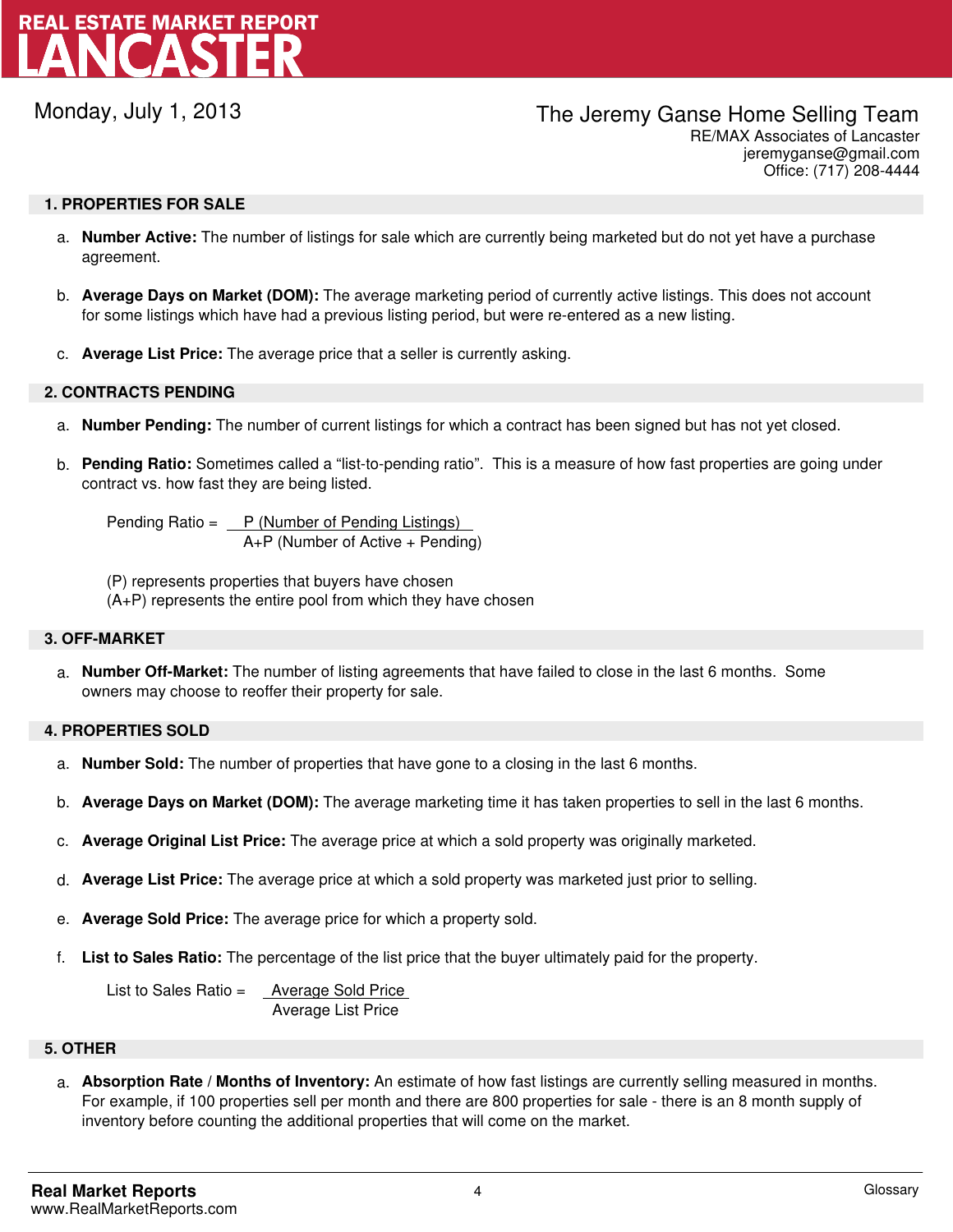# REAL ESTATE MARKET REPORT LANCASTER

Monday, July 1, 2013

**The Jeremy Ganse Home Selling Team**
RE/MAX Associates of Lancaster
jeremyganse@gmail.com
Office: (717) 208-4444

## 1. PROPERTIES FOR SALE

a. **Number Active:** The number of listings for sale which are currently being marketed but do not yet have a purchase agreement.

b. **Average Days on Market (DOM):** The average marketing period of currently active listings. This does not account for some listings which have had a previous listing period, but were re-entered as a new listing.

c. **Average List Price:** The average price that a seller is currently asking.

## 2. CONTRACTS PENDING

a. **Number Pending:** The number of current listings for which a contract has been signed but has not yet closed.

b. **Pending Ratio:** Sometimes called a "list-to-pending ratio". This is a measure of how fast properties are going under contract vs. how fast they are being listed.

$$\text{Pending Ratio} = \frac{\text{P (Number of Pending Listings)}}{\text{A+P (Number of Active + Pending)}}$$

(P) represents properties that buyers have chosen
(A+P) represents the entire pool from which they have chosen

## 3. OFF-MARKET

a. **Number Off-Market:** The number of listing agreements that have failed to close in the last 6 months. Some owners may choose to reoffer their property for sale.

## 4. PROPERTIES SOLD

a. **Number Sold:** The number of properties that have gone to a closing in the last 6 months.

b. **Average Days on Market (DOM):** The average marketing time it has taken properties to sell in the last 6 months.

c. **Average Original List Price:** The average price at which a sold property was originally marketed.

d. **Average List Price:** The average price at which a sold property was marketed just prior to selling.

e. **Average Sold Price:** The average price for which a property sold.

f. **List to Sales Ratio:** The percentage of the list price that the buyer ultimately paid for the property.

$$\text{List to Sales Ratio} = \frac{\text{Average Sold Price}}{\text{Average List Price}}$$

## 5. OTHER

a. **Absorption Rate / Months of Inventory:** An estimate of how fast listings are currently selling measured in months. For example, if 100 properties sell per month and there are 800 properties for sale - there is an 8 month supply of inventory before counting the additional properties that will come on the market.